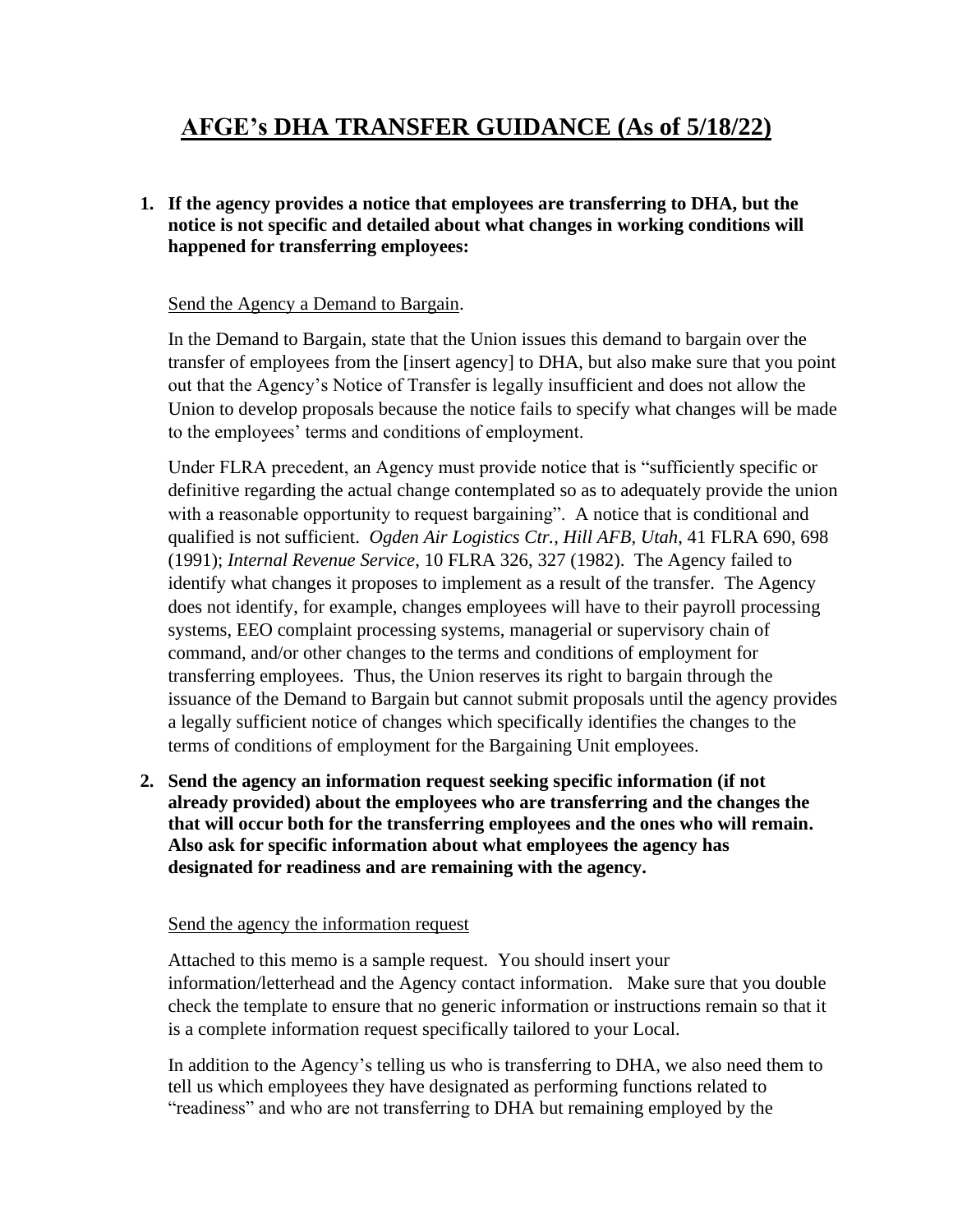# AFGE's DHA TRANSFER GUIDANCE (As of 5/18/22)

1. **If the agency provides a notice that employees are transferring to DHA, but the notice is not specific and detailed about what changes in working conditions will happened for transferring employees:**

   Send the Agency a Demand to Bargain.

   In the Demand to Bargain, state that the Union issues this demand to bargain over the transfer of employees from the [insert agency] to DHA, but also make sure that you point out that the Agency's Notice of Transfer is legally insufficient and does not allow the Union to develop proposals because the notice fails to specify what changes will be made to the employees' terms and conditions of employment.

   Under FLRA precedent, an Agency must provide notice that is "sufficiently specific or definitive regarding the actual change contemplated so as to adequately provide the union with a reasonable opportunity to request bargaining". A notice that is conditional and qualified is not sufficient. *Ogden Air Logistics Ctr., Hill AFB, Utah*, 41 FLRA 690, 698 (1991); *Internal Revenue Service*, 10 FLRA 326, 327 (1982). The Agency failed to identify what changes it proposes to implement as a result of the transfer. The Agency does not identify, for example, changes employees will have to their payroll processing systems, EEO complaint processing systems, managerial or supervisory chain of command, and/or other changes to the terms and conditions of employment for transferring employees. Thus, the Union reserves its right to bargain through the issuance of the Demand to Bargain but cannot submit proposals until the agency provides a legally sufficient notice of changes which specifically identifies the changes to the terms of conditions of employment for the Bargaining Unit employees.

2. **Send the agency an information request seeking specific information (if not already provided) about the employees who are transferring and the changes the that will occur both for the transferring employees and the ones who will remain. Also ask for specific information about what employees the agency has designated for readiness and are remaining with the agency.**

   Send the agency the information request

   Attached to this memo is a sample request. You should insert your information/letterhead and the Agency contact information. Make sure that you double check the template to ensure that no generic information or instructions remain so that it is a complete information request specifically tailored to your Local.

   In addition to the Agency's telling us who is transferring to DHA, we also need them to tell us which employees they have designated as performing functions related to "readiness" and who are not transferring to DHA but remaining employed by the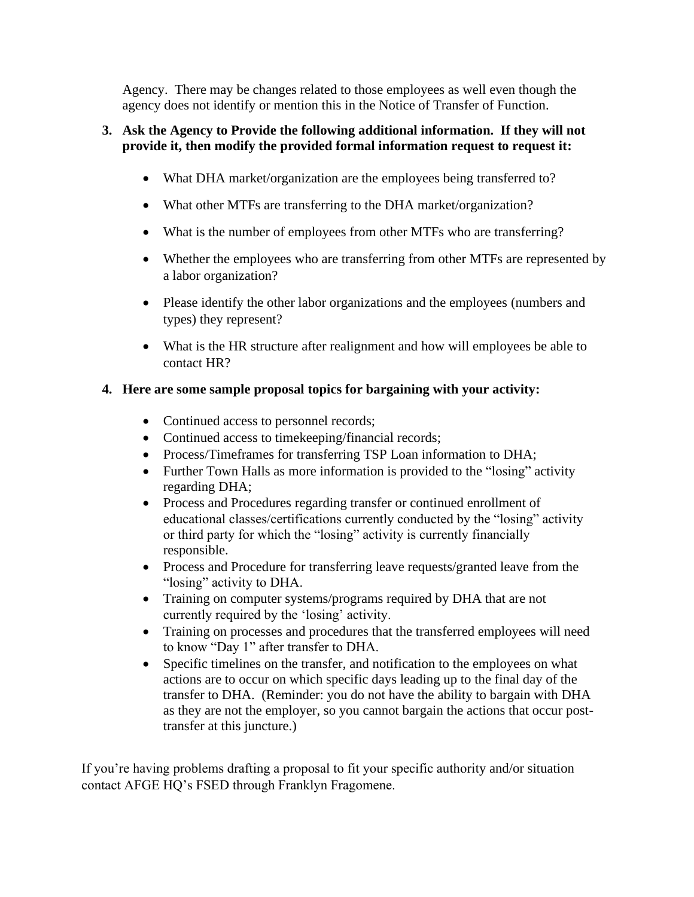Agency. There may be changes related to those employees as well even though the agency does not identify or mention this in the Notice of Transfer of Function.

3. **Ask the Agency to Provide the following additional information. If they will not provide it, then modify the provided formal information request to request it:**

   - What DHA market/organization are the employees being transferred to?
   - What other MTFs are transferring to the DHA market/organization?
   - What is the number of employees from other MTFs who are transferring?
   - Whether the employees who are transferring from other MTFs are represented by a labor organization?
   - Please identify the other labor organizations and the employees (numbers and types) they represent?
   - What is the HR structure after realignment and how will employees be able to contact HR?

4. **Here are some sample proposal topics for bargaining with your activity:**

   - Continued access to personnel records;
   - Continued access to timekeeping/financial records;
   - Process/Timeframes for transferring TSP Loan information to DHA;
   - Further Town Halls as more information is provided to the "losing" activity regarding DHA;
   - Process and Procedures regarding transfer or continued enrollment of educational classes/certifications currently conducted by the "losing" activity or third party for which the "losing" activity is currently financially responsible.
   - Process and Procedure for transferring leave requests/granted leave from the "losing" activity to DHA.
   - Training on computer systems/programs required by DHA that are not currently required by the 'losing' activity.
   - Training on processes and procedures that the transferred employees will need to know "Day 1" after transfer to DHA.
   - Specific timelines on the transfer, and notification to the employees on what actions are to occur on which specific days leading up to the final day of the transfer to DHA. (Reminder: you do not have the ability to bargain with DHA as they are not the employer, so you cannot bargain the actions that occur post-transfer at this juncture.)

If you're having problems drafting a proposal to fit your specific authority and/or situation contact AFGE HQ's FSED through Franklyn Fragomene.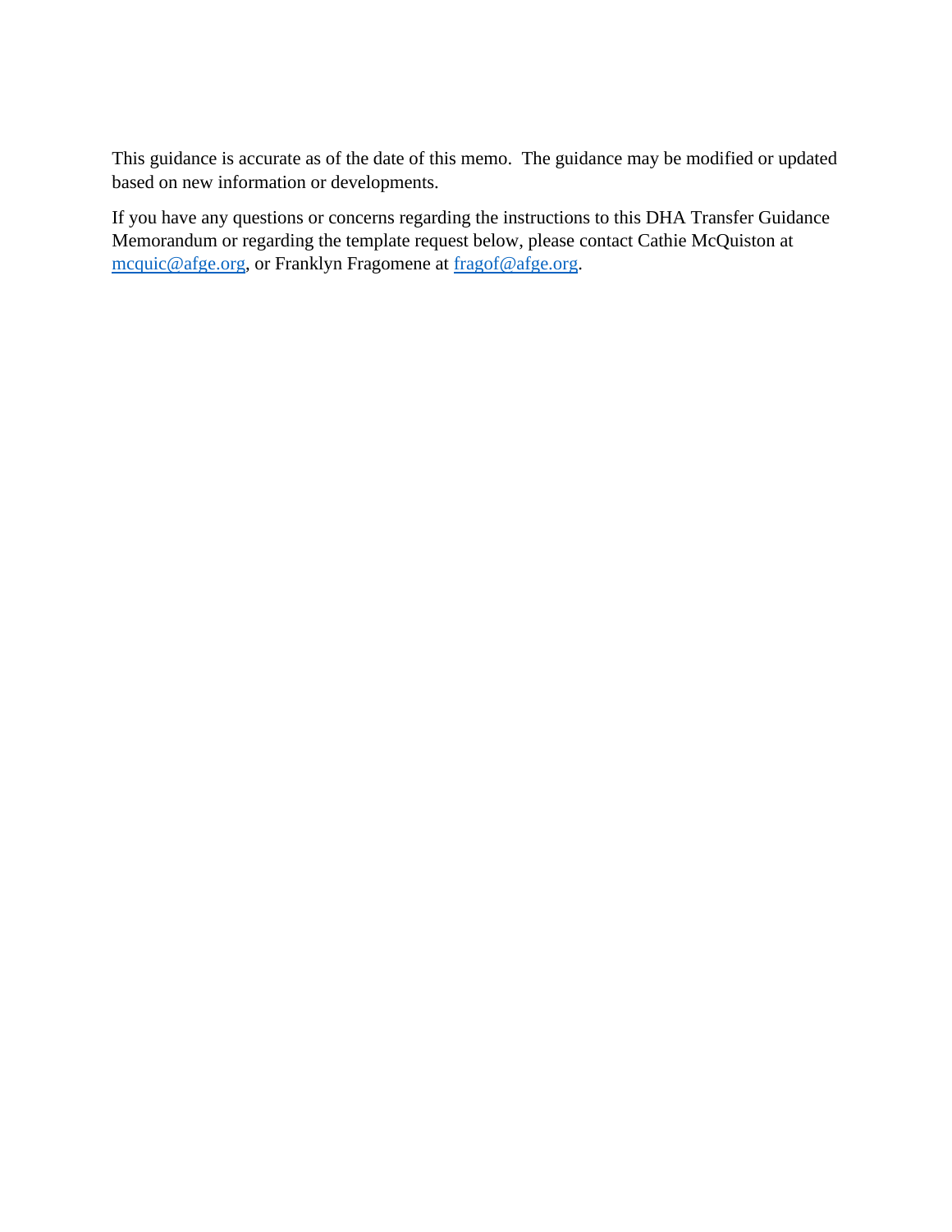This guidance is accurate as of the date of this memo. The guidance may be modified or updated based on new information or developments.

If you have any questions or concerns regarding the instructions to this DHA Transfer Guidance Memorandum or regarding the template request below, please contact Cathie McQuiston at mcquic@afge.org, or Franklyn Fragomene at fragof@afge.org.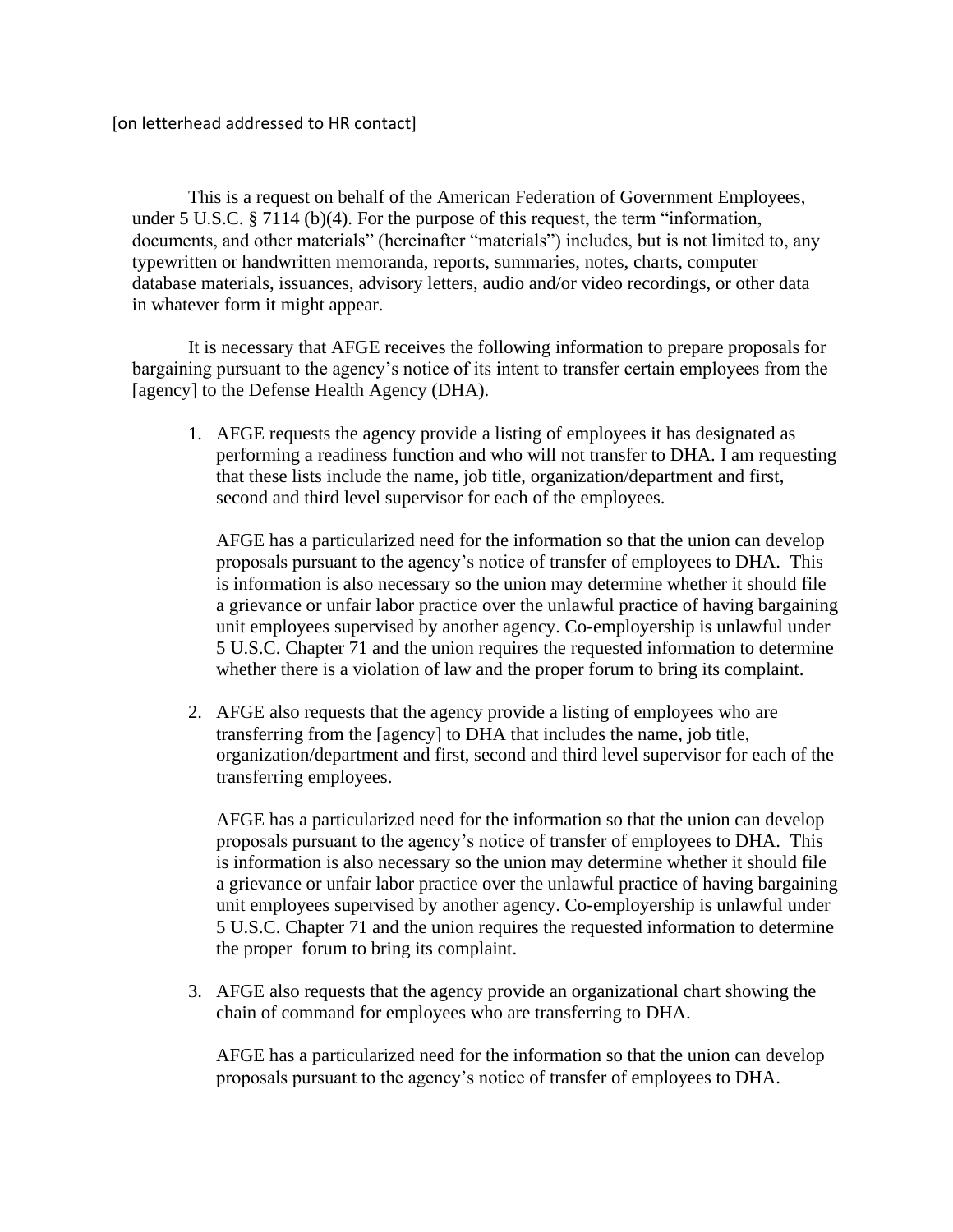[on letterhead addressed to HR contact]

This is a request on behalf of the American Federation of Government Employees, under 5 U.S.C. § 7114 (b)(4). For the purpose of this request, the term "information, documents, and other materials" (hereinafter "materials") includes, but is not limited to, any typewritten or handwritten memoranda, reports, summaries, notes, charts, computer database materials, issuances, advisory letters, audio and/or video recordings, or other data in whatever form it might appear.

It is necessary that AFGE receives the following information to prepare proposals for bargaining pursuant to the agency's notice of its intent to transfer certain employees from the [agency] to the Defense Health Agency (DHA).

1. AFGE requests the agency provide a listing of employees it has designated as performing a readiness function and who will not transfer to DHA. I am requesting that these lists include the name, job title, organization/department and first, second and third level supervisor for each of the employees.

   AFGE has a particularized need for the information so that the union can develop proposals pursuant to the agency's notice of transfer of employees to DHA. This is information is also necessary so the union may determine whether it should file a grievance or unfair labor practice over the unlawful practice of having bargaining unit employees supervised by another agency. Co-employership is unlawful under 5 U.S.C. Chapter 71 and the union requires the requested information to determine whether there is a violation of law and the proper forum to bring its complaint.

2. AFGE also requests that the agency provide a listing of employees who are transferring from the [agency] to DHA that includes the name, job title, organization/department and first, second and third level supervisor for each of the transferring employees.

   AFGE has a particularized need for the information so that the union can develop proposals pursuant to the agency's notice of transfer of employees to DHA. This is information is also necessary so the union may determine whether it should file a grievance or unfair labor practice over the unlawful practice of having bargaining unit employees supervised by another agency. Co-employership is unlawful under 5 U.S.C. Chapter 71 and the union requires the requested information to determine the proper forum to bring its complaint.

3. AFGE also requests that the agency provide an organizational chart showing the chain of command for employees who are transferring to DHA.

   AFGE has a particularized need for the information so that the union can develop proposals pursuant to the agency's notice of transfer of employees to DHA.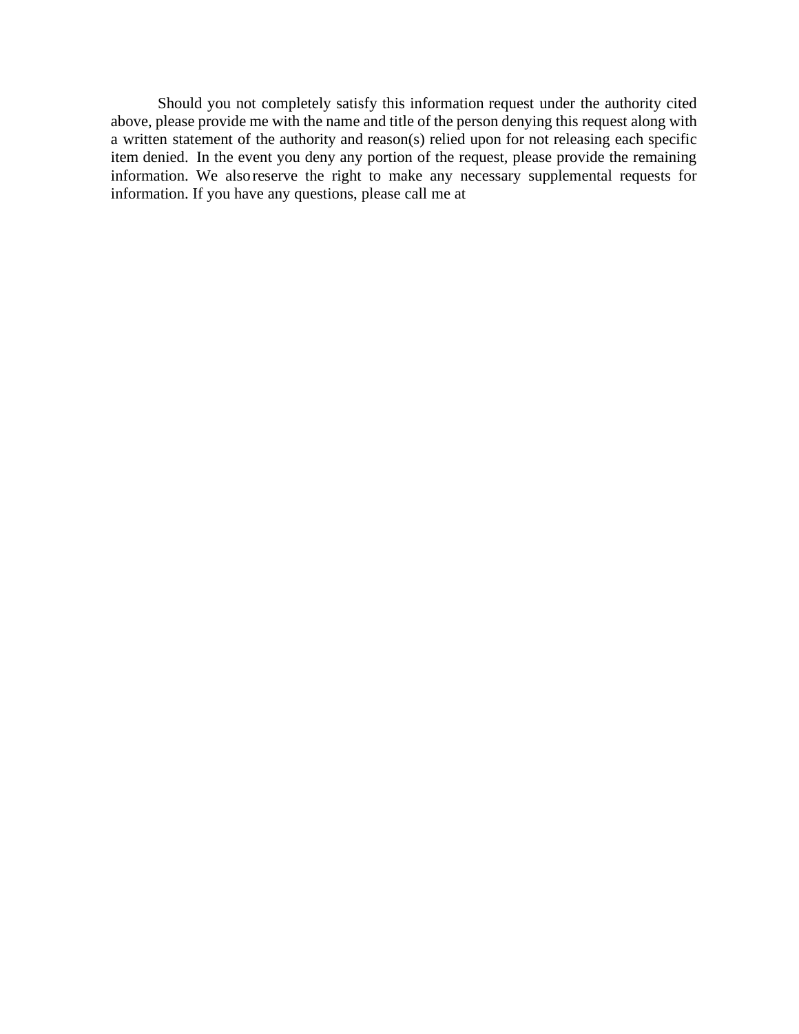Should you not completely satisfy this information request under the authority cited above, please provide me with the name and title of the person denying this request along with a written statement of the authority and reason(s) relied upon for not releasing each specific item denied. In the event you deny any portion of the request, please provide the remaining information. We also reserve the right to make any necessary supplemental requests for information. If you have any questions, please call me at